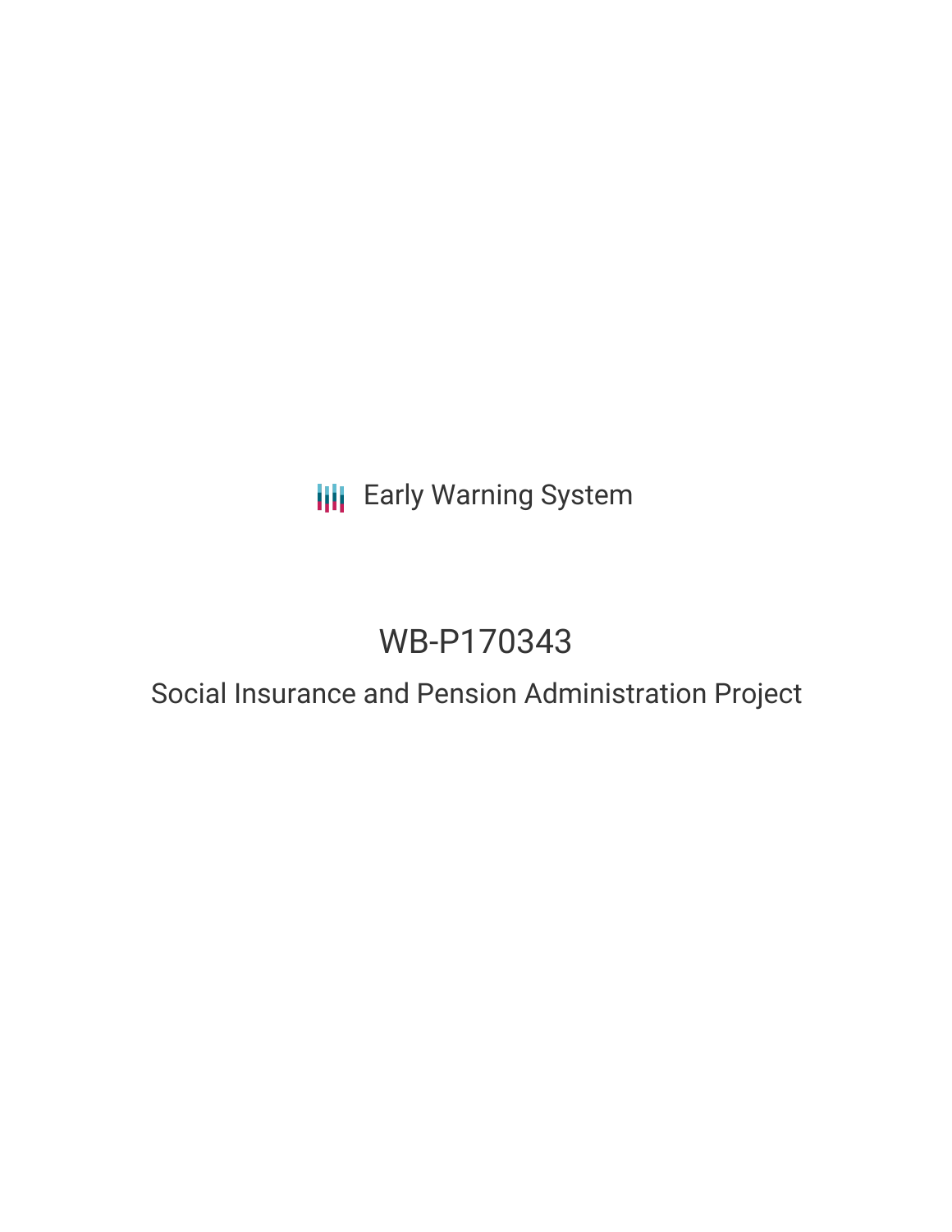Early Warning System

# WB-P170343

## Social Insurance and Pension Administration Project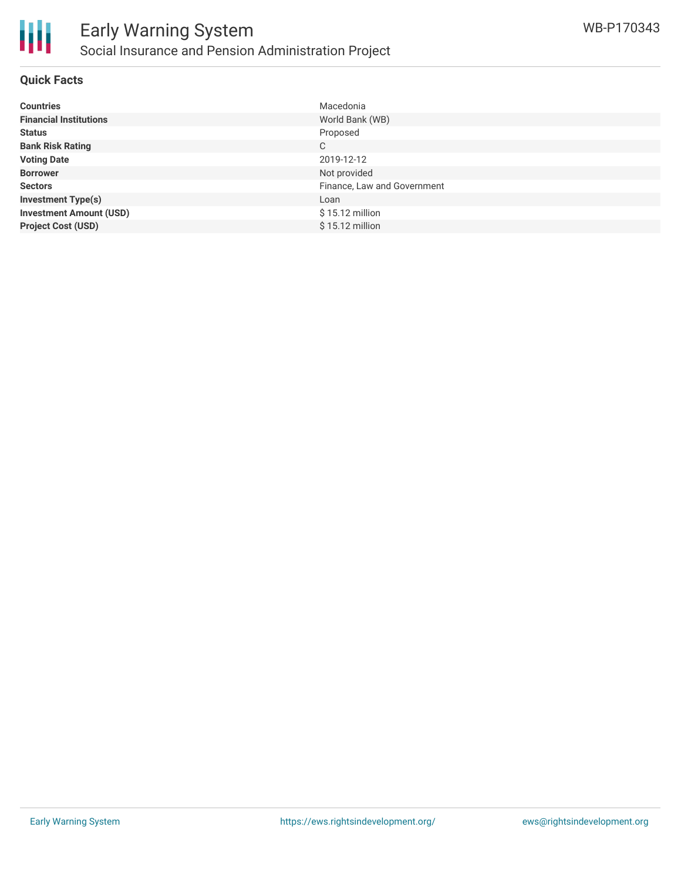## Quick Facts

| | |
|---|---|
| **Countries** | Macedonia |
| **Financial Institutions** | World Bank (WB) |
| **Status** | Proposed |
| **Bank Risk Rating** | C |
| **Voting Date** | 2019-12-12 |
| **Borrower** | Not provided |
| **Sectors** | Finance, Law and Government |
| **Investment Type(s)** | Loan |
| **Investment Amount (USD)** | $ 15.12 million |
| **Project Cost (USD)** | $ 15.12 million |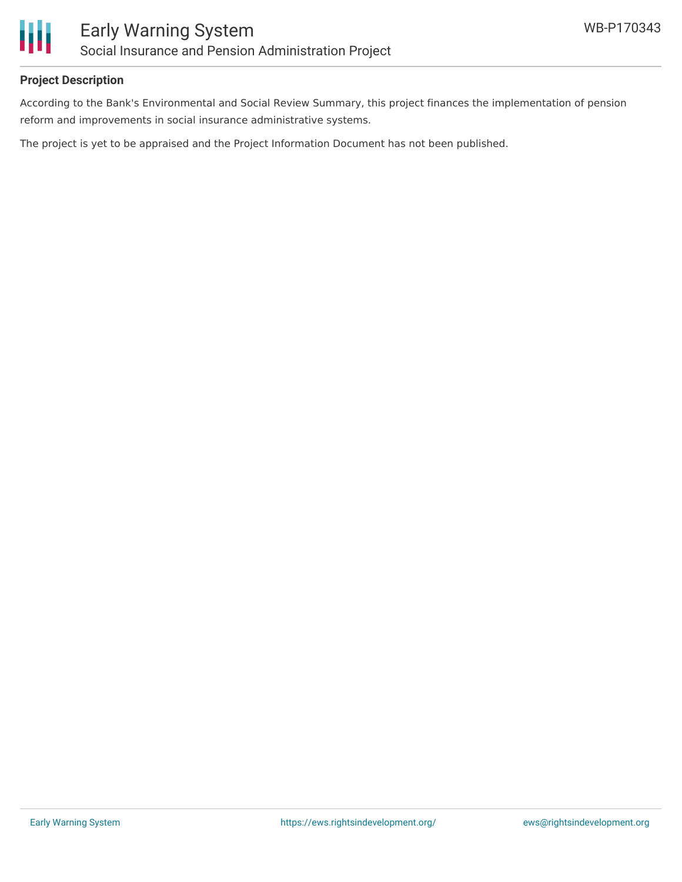## Project Description

According to the Bank's Environmental and Social Review Summary, this project finances the implementation of pension reform and improvements in social insurance administrative systems.

The project is yet to be appraised and the Project Information Document has not been published.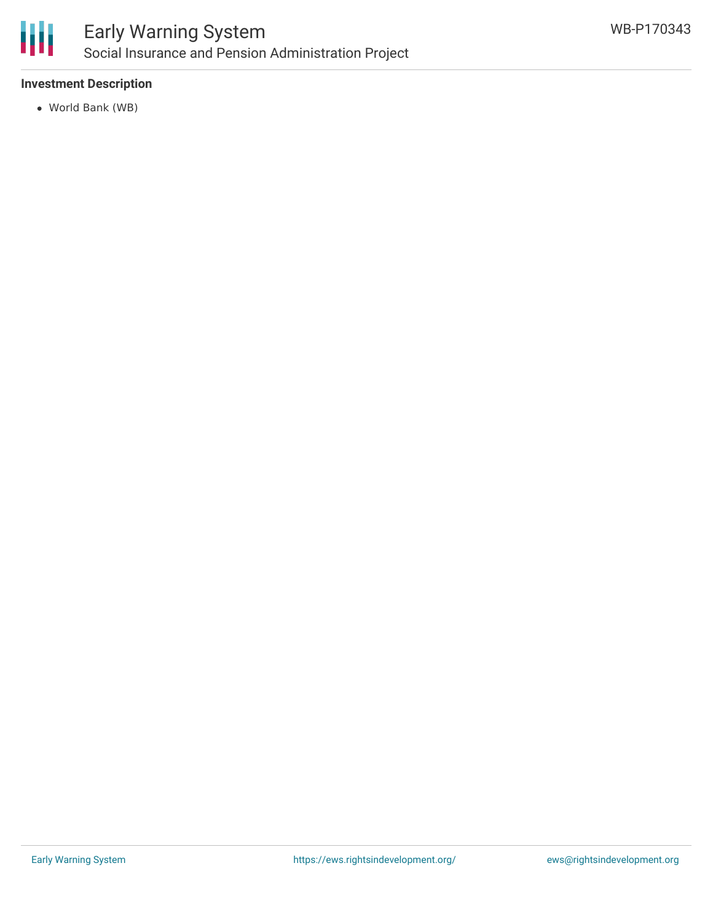### Investment Description

- World Bank (WB)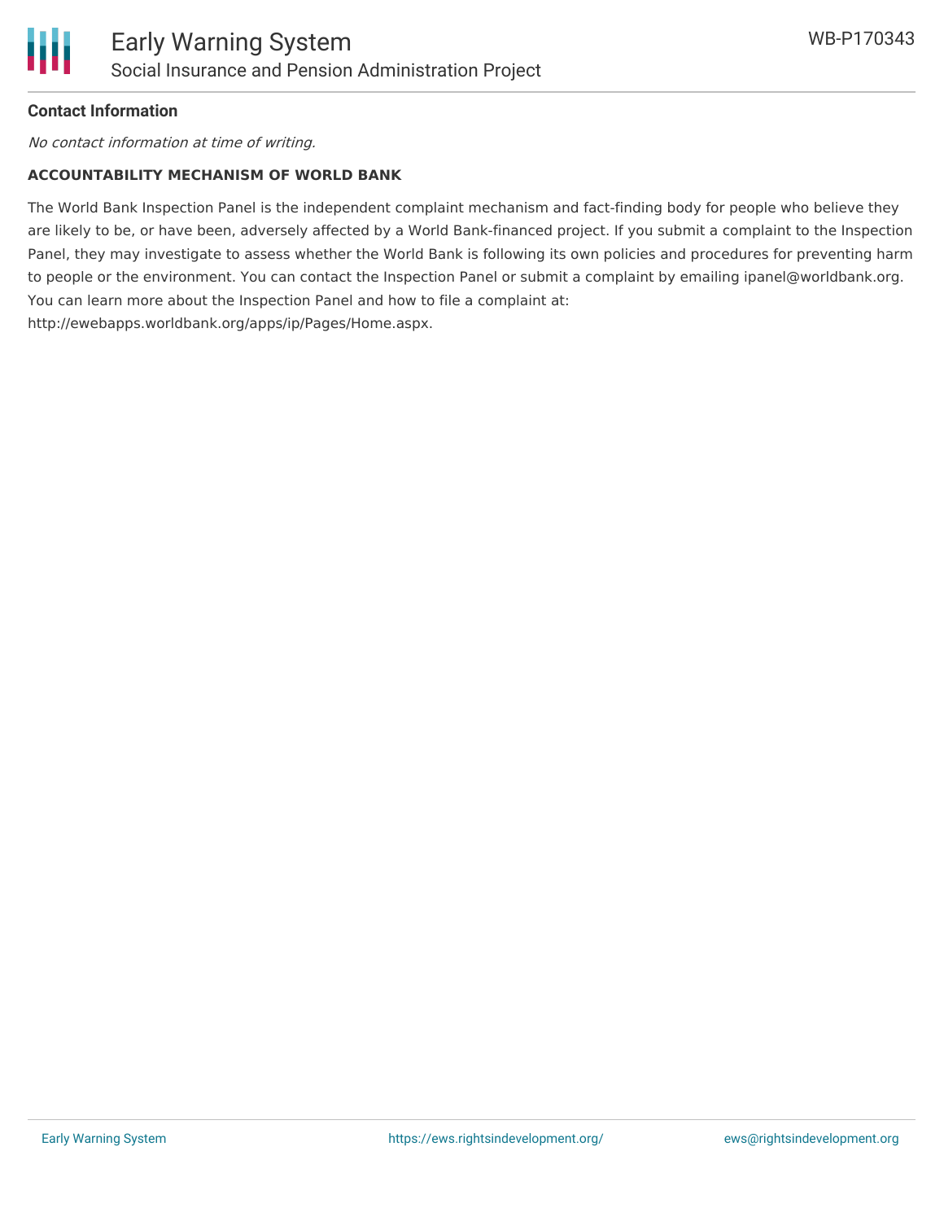**Contact Information**

*No contact information at time of writing.*

**ACCOUNTABILITY MECHANISM OF WORLD BANK**

The World Bank Inspection Panel is the independent complaint mechanism and fact-finding body for people who believe they are likely to be, or have been, adversely affected by a World Bank-financed project. If you submit a complaint to the Inspection Panel, they may investigate to assess whether the World Bank is following its own policies and procedures for preventing harm to people or the environment. You can contact the Inspection Panel or submit a complaint by emailing ipanel@worldbank.org. You can learn more about the Inspection Panel and how to file a complaint at: http://ewebapps.worldbank.org/apps/ip/Pages/Home.aspx.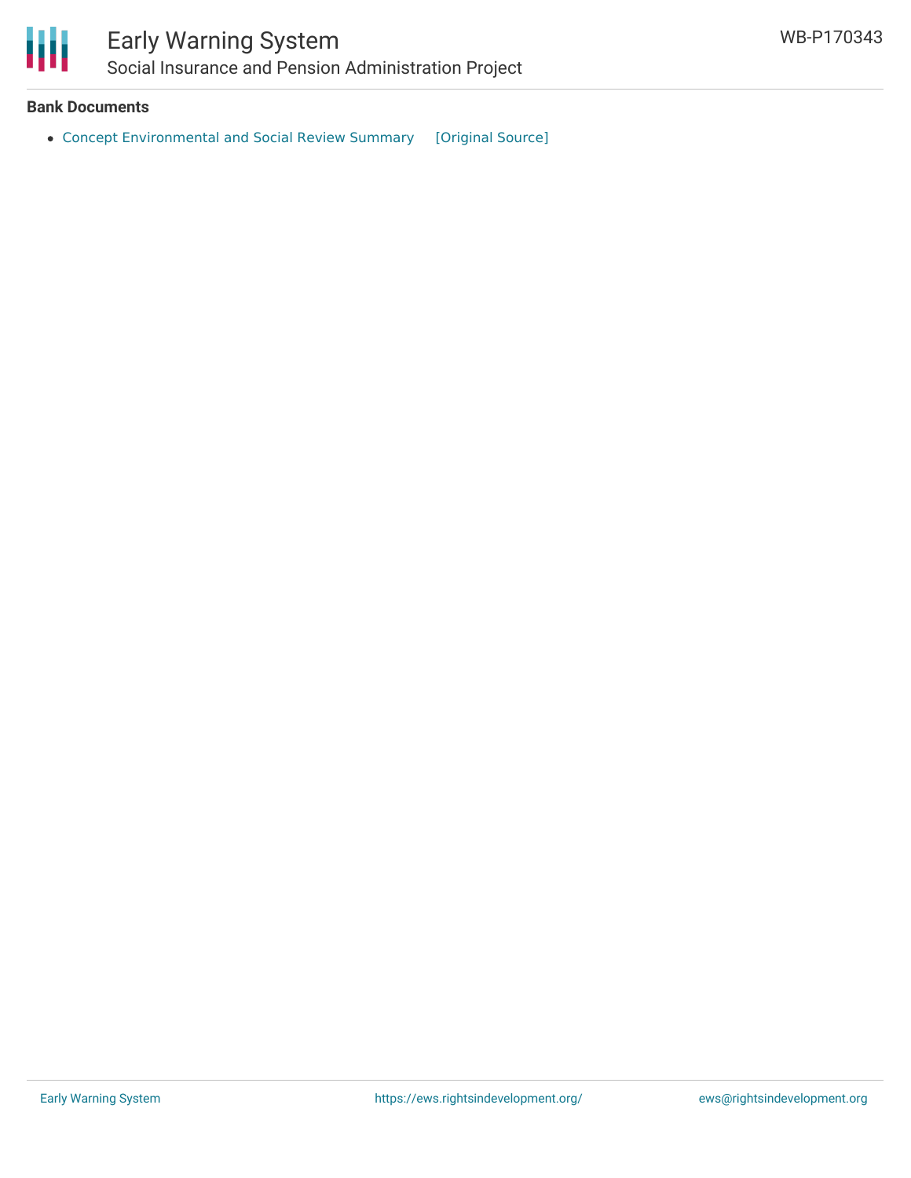**Bank Documents**

- Concept Environmental and Social Review Summary [Original Source]